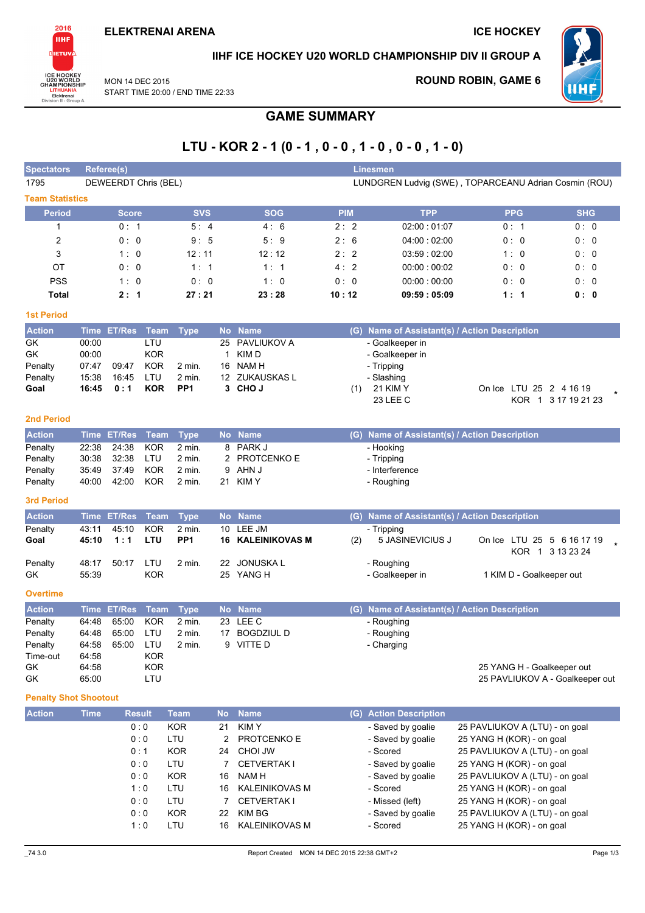ELEKTRENAI ARENA

ICE HOCKEY

IIHF ICE HOCKEY U20 WORLD CHAMPIONSHIP DIV II GROUP A

MON 14 DEC 2015
START TIME 20:00 / END TIME 22:33

ROUND ROBIN, GAME 6

# GAME SUMMARY

## LTU - KOR 2 - 1 (0 - 1 , 0 - 0 , 1 - 0 , 0 - 0 , 1 - 0)

| Spectators | Referee(s) | Linesmen |
|---|---|---|
| 1795 | DEWEERDT Chris (BEL) | LUNDGREN Ludvig (SWE) , TOPARCEANU Adrian Cosmin (ROU) |

### Team Statistics

| Period | Score | SVS | SOG | PIM | TPP | PPG | SHG |
|---|---|---|---|---|---|---|---|
| 1 | 0 : 1 | 5 : 4 | 4 : 6 | 2 : 2 | 02:00 : 01:07 | 0 : 1 | 0 : 0 |
| 2 | 0 : 0 | 9 : 5 | 5 : 9 | 2 : 6 | 04:00 : 02:00 | 0 : 0 | 0 : 0 |
| 3 | 1 : 0 | 12 : 11 | 12 : 12 | 2 : 2 | 03:59 : 02:00 | 1 : 0 | 0 : 0 |
| OT | 0 : 0 | 1 : 1 | 1 : 1 | 4 : 2 | 00:00 : 00:02 | 0 : 0 | 0 : 0 |
| PSS | 1 : 0 | 0 : 0 | 1 : 0 | 0 : 0 | 00:00 : 00:00 | 0 : 0 | 0 : 0 |
| **Total** | **2 : 1** | **27 : 21** | **23 : 28** | **10 : 12** | **09:59 : 05:09** | **1 : 1** | **0 : 0** |

### 1st Period

| Action | Time | ET/Res | Team | Type | No | Name | (G) | Name of Assistant(s) / Action Description | |
|---|---|---|---|---|---|---|---|---|---|
| GK | 00:00 | | LTU | | 25 | PAVLIUKOV A | | - Goalkeeper in | |
| GK | 00:00 | | KOR | | 1 | KIM D | | - Goalkeeper in | |
| Penalty | 07:47 | 09:47 | KOR | 2 min. | 16 | NAM H | | - Tripping | |
| Penalty | 15:38 | 16:45 | LTU | 2 min. | 12 | ZUKAUSKAS L | | - Slashing | |
| **Goal** | **16:45** | **0 : 1** | **KOR** | **PP1** | **3** | **CHO J** | (1) | 21 KIM Y<br>23 LEE C | On Ice LTU 25 2 4 16 19<br>KOR 1 3 17 19 21 23 * |

### 2nd Period

| Action | Time | ET/Res | Team | Type | No | Name | (G) | Name of Assistant(s) / Action Description |
|---|---|---|---|---|---|---|---|---|
| Penalty | 22:38 | 24:38 | KOR | 2 min. | 8 | PARK J | | - Hooking |
| Penalty | 30:38 | 32:38 | LTU | 2 min. | 2 | PROTCENKO E | | - Tripping |
| Penalty | 35:49 | 37:49 | KOR | 2 min. | 9 | AHN J | | - Interference |
| Penalty | 40:00 | 42:00 | KOR | 2 min. | 21 | KIM Y | | - Roughing |

### 3rd Period

| Action | Time | ET/Res | Team | Type | No | Name | (G) | Name of Assistant(s) / Action Description | |
|---|---|---|---|---|---|---|---|---|---|
| Penalty | 43:11 | 45:10 | KOR | 2 min. | 10 | LEE JM | | - Tripping | |
| **Goal** | **45:10** | **1 : 1** | **LTU** | **PP1** | **16** | **KALEINIKOVAS M** | (2) | 5 JASINEVICIUS J | On Ice LTU 25 5 6 16 17 19<br>KOR 1 3 13 23 24 * |
| Penalty | 48:17 | 50:17 | LTU | 2 min. | 22 | JONUSKA L | | - Roughing | |
| GK | 55:39 | | KOR | | 25 | YANG H | | - Goalkeeper in | 1 KIM D - Goalkeeper out |

### Overtime

| Action | Time | ET/Res | Team | Type | No | Name | (G) | Name of Assistant(s) / Action Description | |
|---|---|---|---|---|---|---|---|---|---|
| Penalty | 64:48 | 65:00 | KOR | 2 min. | 23 | LEE C | | - Roughing | |
| Penalty | 64:48 | 65:00 | LTU | 2 min. | 17 | BOGDZIUL D | | - Roughing | |
| Penalty | 64:58 | 65:00 | LTU | 2 min. | 9 | VITTE D | | - Charging | |
| Time-out | 64:58 | | KOR | | | | | | |
| GK | 64:58 | | KOR | | | | | | 25 YANG H - Goalkeeper out |
| GK | 65:00 | | LTU | | | | | | 25 PAVLIUKOV A - Goalkeeper out |

### Penalty Shot Shootout

| Action | Time | Result | Team | No | Name | (G) | Action Description | |
|---|---|---|---|---|---|---|---|---|
| | | 0 : 0 | KOR | 21 | KIM Y | | - Saved by goalie | 25 PAVLIUKOV A (LTU) - on goal |
| | | 0 : 0 | LTU | 2 | PROTCENKO E | | - Saved by goalie | 25 YANG H (KOR) - on goal |
| | | 0 : 1 | KOR | 24 | CHOI JW | | - Scored | 25 PAVLIUKOV A (LTU) - on goal |
| | | 0 : 0 | LTU | 7 | CETVERTAK I | | - Saved by goalie | 25 YANG H (KOR) - on goal |
| | | 0 : 0 | KOR | 16 | NAM H | | - Saved by goalie | 25 PAVLIUKOV A (LTU) - on goal |
| | | 1 : 0 | LTU | 16 | KALEINIKOVAS M | | - Scored | 25 YANG H (KOR) - on goal |
| | | 0 : 0 | LTU | 7 | CETVERTAK I | | - Missed (left) | 25 YANG H (KOR) - on goal |
| | | 0 : 0 | KOR | 22 | KIM BG | | - Saved by goalie | 25 PAVLIUKOV A (LTU) - on goal |
| | | 1 : 0 | LTU | 16 | KALEINIKOVAS M | | - Scored | 25 YANG H (KOR) - on goal |

_74 3.0 Report Created MON 14 DEC 2015 22:38 GMT+2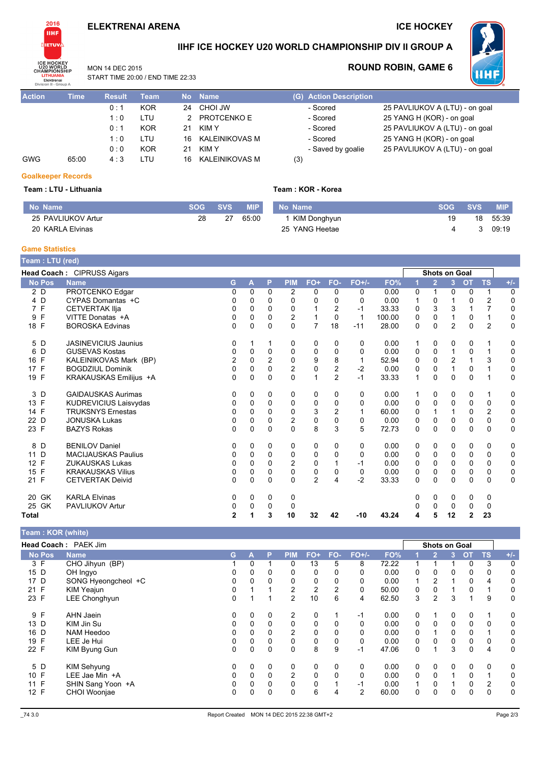# ELEKTRENAI ARENA

# ICE HOCKEY

## IIHF ICE HOCKEY U20 WORLD CHAMPIONSHIP DIV II GROUP A

MON 14 DEC 2015
START TIME 20:00 / END TIME 22:33

### ROUND ROBIN, GAME 6

| Action | Time | Result | Team | No | Name | (G) | Action Description | |
|---|---|---|---|---|---|---|---|---|
| | | 0 : 1 | KOR | 24 | CHOI JW | | - Scored | 25 PAVLIUKOV A (LTU) - on goal |
| | | 1 : 0 | LTU | 2 | PROTCENKO E | | - Scored | 25 YANG H (KOR) - on goal |
| | | 0 : 1 | KOR | 21 | KIM Y | | - Scored | 25 PAVLIUKOV A (LTU) - on goal |
| | | 1 : 0 | LTU | 16 | KALEINIKOVAS M | | - Scored | 25 YANG H (KOR) - on goal |
| | | 0 : 0 | KOR | 21 | KIM Y | | - Saved by goalie | 25 PAVLIUKOV A (LTU) - on goal |
| GWG | 65:00 | 4 : 3 | LTU | 16 | KALEINIKOVAS M | (3) | | |

## Goalkeeper Records

**Team : LTU - Lithuania**

| No | Name | SOG | SVS | MIP |
|---|---|---|---|---|
| 25 | PAVLIUKOV Artur | 28 | 27 | 65:00 |
| 20 | KARLA Elvinas | | | |

**Team : KOR - Korea**

| No | Name | SOG | SVS | MIP |
|---|---|---|---|---|
| 1 | KIM Donghyun | 19 | 18 | 55:39 |
| 25 | YANG Heetae | 4 | 3 | 09:19 |

## Game Statistics

**Team : LTU (red)**

**Head Coach :** CIPRUSS Aigars

| No | Pos | Name | G | A | P | PIM | FO+ | FO- | FO+/- | FO% | Shots on Goal 1 | 2 | 3 | OT | TS | +/- |
|---|---|---|---|---|---|---|---|---|---|---|---|---|---|---|---|---|
| 2 | D | PROTCENKO Edgar | 0 | 0 | 0 | 2 | 0 | 0 | 0 | 0.00 | 0 | 1 | 0 | 0 | 1 | 0 |
| 4 | D | CYPAS Domantas +C | 0 | 0 | 0 | 0 | 0 | 0 | 0 | 0.00 | 1 | 0 | 1 | 0 | 2 | 0 |
| 7 | F | CETVERTAK Ilja | 0 | 0 | 0 | 0 | 1 | 2 | -1 | 33.33 | 0 | 3 | 3 | 1 | 7 | 0 |
| 9 | F | VITTE Donatas +A | 0 | 0 | 0 | 2 | 1 | 0 | 1 | 100.00 | 0 | 0 | 1 | 0 | 1 | 0 |
| 18 | F | BOROSKA Edvinas | 0 | 0 | 0 | 0 | 7 | 18 | -11 | 28.00 | 0 | 0 | 2 | 0 | 2 | 0 |
| 5 | D | JASINEVICIUS Jaunius | 0 | 1 | 1 | 0 | 0 | 0 | 0 | 0.00 | 1 | 0 | 0 | 0 | 1 | 0 |
| 6 | D | GUSEVAS Kostas | 0 | 0 | 0 | 0 | 0 | 0 | 0 | 0.00 | 0 | 0 | 1 | 0 | 1 | 0 |
| 16 | F | KALEINIKOVAS Mark (BP) | 2 | 0 | 2 | 0 | 9 | 8 | 1 | 52.94 | 0 | 0 | 2 | 1 | 3 | 0 |
| 17 | F | BOGDZIUL Dominik | 0 | 0 | 0 | 2 | 0 | 2 | -2 | 0.00 | 0 | 0 | 1 | 0 | 1 | 0 |
| 19 | F | KRAKAUSKAS Emilijus +A | 0 | 0 | 0 | 0 | 1 | 2 | -1 | 33.33 | 1 | 0 | 0 | 0 | 1 | 0 |
| 3 | D | GAIDAUSKAS Aurimas | 0 | 0 | 0 | 0 | 0 | 0 | 0 | 0.00 | 1 | 0 | 0 | 0 | 1 | 0 |
| 13 | F | KUDREVICIUS Laisvydas | 0 | 0 | 0 | 0 | 0 | 0 | 0 | 0.00 | 0 | 0 | 0 | 0 | 0 | 0 |
| 14 | F | TRUKSNYS Ernestas | 0 | 0 | 0 | 0 | 3 | 2 | 1 | 60.00 | 0 | 1 | 1 | 0 | 2 | 0 |
| 22 | D | JONUSKA Lukas | 0 | 0 | 0 | 2 | 0 | 0 | 0 | 0.00 | 0 | 0 | 0 | 0 | 0 | 0 |
| 23 | F | BAZYS Rokas | 0 | 0 | 0 | 0 | 8 | 3 | 5 | 72.73 | 0 | 0 | 0 | 0 | 0 | 0 |
| 8 | D | BENILOV Daniel | 0 | 0 | 0 | 0 | 0 | 0 | 0 | 0.00 | 0 | 0 | 0 | 0 | 0 | 0 |
| 11 | D | MACIJAUSKAS Paulius | 0 | 0 | 0 | 0 | 0 | 0 | 0 | 0.00 | 0 | 0 | 0 | 0 | 0 | 0 |
| 12 | F | ZUKAUSKAS Lukas | 0 | 0 | 0 | 2 | 0 | 1 | -1 | 0.00 | 0 | 0 | 0 | 0 | 0 | 0 |
| 15 | F | KRAKAUSKAS Vilius | 0 | 0 | 0 | 0 | 0 | 0 | 0 | 0.00 | 0 | 0 | 0 | 0 | 0 | 0 |
| 21 | F | CETVERTAK Deivid | 0 | 0 | 0 | 0 | 2 | 4 | -2 | 33.33 | 0 | 0 | 0 | 0 | 0 | 0 |
| 20 | GK | KARLA Elvinas | 0 | 0 | 0 | 0 | | | | | 0 | 0 | 0 | 0 | 0 | |
| 25 | GK | PAVLIUKOV Artur | 0 | 0 | 0 | 0 | | | | | 0 | 0 | 0 | 0 | 0 | |
| **Total** | | | **2** | **1** | **3** | **10** | **32** | **42** | **-10** | **43.24** | **4** | **5** | **12** | **2** | **23** | |

**Team : KOR (white)**

**Head Coach :** PAEK Jim

| No | Pos | Name | G | A | P | PIM | FO+ | FO- | FO+/- | FO% | Shots on Goal 1 | 2 | 3 | OT | TS | +/- |
|---|---|---|---|---|---|---|---|---|---|---|---|---|---|---|---|---|
| 3 | F | CHO Jihyun (BP) | 1 | 0 | 1 | 0 | 13 | 5 | 8 | 72.22 | 1 | 1 | 1 | 0 | 3 | 0 |
| 15 | D | OH Ingyo | 0 | 0 | 0 | 0 | 0 | 0 | 0 | 0.00 | 0 | 0 | 0 | 0 | 0 | 0 |
| 17 | D | SONG Hyeongcheol +C | 0 | 0 | 0 | 0 | 0 | 0 | 0 | 0.00 | 1 | 2 | 1 | 0 | 4 | 0 |
| 21 | F | KIM Yeajun | 0 | 1 | 1 | 2 | 2 | 2 | 0 | 50.00 | 0 | 0 | 1 | 0 | 1 | 0 |
| 23 | F | LEE Chonghyun | 0 | 1 | 1 | 2 | 10 | 6 | 4 | 62.50 | 3 | 2 | 3 | 1 | 9 | 0 |
| 9 | F | AHN Jaein | 0 | 0 | 0 | 2 | 0 | 1 | -1 | 0.00 | 0 | 1 | 0 | 0 | 1 | 0 |
| 13 | D | KIM Jin Su | 0 | 0 | 0 | 0 | 0 | 0 | 0 | 0.00 | 0 | 0 | 0 | 0 | 0 | 0 |
| 16 | D | NAM Heedoo | 0 | 0 | 0 | 2 | 0 | 0 | 0 | 0.00 | 0 | 1 | 0 | 0 | 1 | 0 |
| 19 | F | LEE Je Hui | 0 | 0 | 0 | 0 | 0 | 0 | 0 | 0.00 | 0 | 0 | 0 | 0 | 0 | 0 |
| 22 | F | KIM Byung Gun | 0 | 0 | 0 | 0 | 8 | 9 | -1 | 47.06 | 0 | 1 | 3 | 0 | 4 | 0 |
| 5 | D | KIM Sehyung | 0 | 0 | 0 | 0 | 0 | 0 | 0 | 0.00 | 0 | 0 | 0 | 0 | 0 | 0 |
| 10 | F | LEE Jae Min +A | 0 | 0 | 0 | 2 | 0 | 0 | 0 | 0.00 | 0 | 0 | 1 | 0 | 1 | 0 |
| 11 | F | SHIN Sang Yoon +A | 0 | 0 | 0 | 0 | 0 | 1 | -1 | 0.00 | 1 | 0 | 1 | 0 | 2 | 0 |
| 12 | F | CHOI Woonjae | 0 | 0 | 0 | 0 | 6 | 4 | 2 | 60.00 | 0 | 0 | 0 | 0 | 0 | 0 |

_74 3.0 Report Created MON 14 DEC 2015 22:38 GMT+2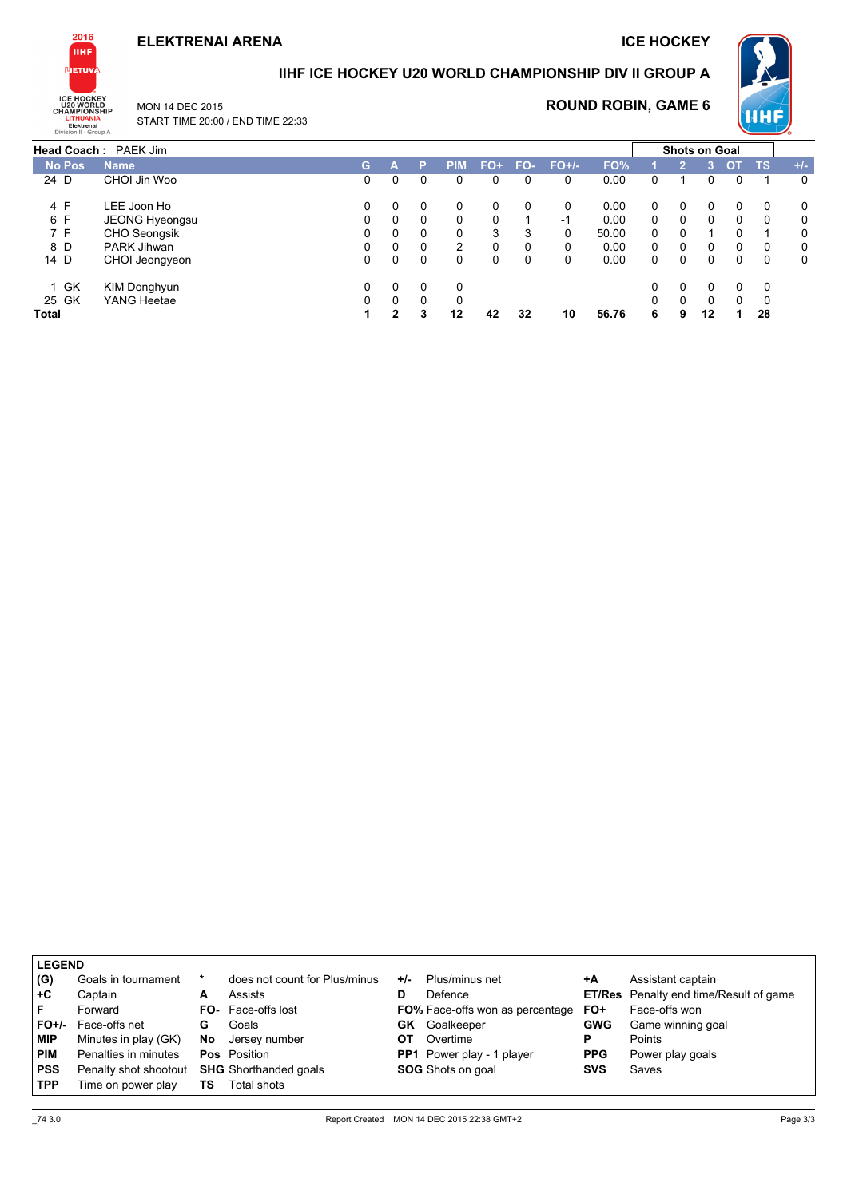**ELEKTRENAI ARENA** | **ICE HOCKEY**

## IIHF ICE HOCKEY U20 WORLD CHAMPIONSHIP DIV II GROUP A

MON 14 DEC 2015
START TIME 20:00 / END TIME 22:33

**ROUND ROBIN, GAME 6**

**Head Coach :** PAEK Jim

| No | Pos | Name | G | A | P | PIM | FO+ | FO- | FO+/- | FO% | Shots on Goal 1 | 2 | 3 | OT | TS | +/- |
|---|---|---|---|---|---|---|---|---|---|---|---|---|---|---|---|---|
| 24 | D | CHOI Jin Woo | 0 | 0 | 0 | 0 | 0 | 0 | 0 | 0.00 | 0 | 1 | 0 | 0 | 1 | 0 |
| 4 | F | LEE Joon Ho | 0 | 0 | 0 | 0 | 0 | 0 | 0 | 0.00 | 0 | 0 | 0 | 0 | 0 | 0 |
| 6 | F | JEONG Hyeongsu | 0 | 0 | 0 | 0 | 0 | 1 | -1 | 0.00 | 0 | 0 | 0 | 0 | 0 | 0 |
| 7 | F | CHO Seongsik | 0 | 0 | 0 | 0 | 3 | 3 | 0 | 50.00 | 0 | 0 | 1 | 0 | 1 | 0 |
| 8 | D | PARK Jihwan | 0 | 0 | 0 | 2 | 0 | 0 | 0 | 0.00 | 0 | 0 | 0 | 0 | 0 | 0 |
| 14 | D | CHOI Jeongyeon | 0 | 0 | 0 | 0 | 0 | 0 | 0 | 0.00 | 0 | 0 | 0 | 0 | 0 | 0 |
| 1 | GK | KIM Donghyun | 0 | 0 | 0 | 0 | | | | | 0 | 0 | 0 | 0 | 0 | |
| 25 | GK | YANG Heetae | 0 | 0 | 0 | 0 | | | | | 0 | 0 | 0 | 0 | 0 | |
| **Total** | | | **1** | **2** | **3** | **12** | **42** | **32** | **10** | **56.76** | **6** | **9** | **12** | **1** | **28** | |

**LEGEND**

| | | | | | | | |
|---|---|---|---|---|---|---|---|
| **(G)** | Goals in tournament | **\*** | does not count for Plus/minus | **+/-** | Plus/minus net | **+A** | Assistant captain |
| **+C** | Captain | **A** | Assists | **D** | Defence | **ET/Res** | Penalty end time/Result of game |
| **F** | Forward | **FO-** | Face-offs lost | **FO%** | Face-offs won as percentage | **FO+** | Face-offs won |
| **FO+/-** | Face-offs net | **G** | Goals | **GK** | Goalkeeper | **GWG** | Game winning goal |
| **MIP** | Minutes in play (GK) | **No** | Jersey number | **OT** | Overtime | **P** | Points |
| **PIM** | Penalties in minutes | **Pos** | Position | **PP1** | Power play - 1 player | **PPG** | Power play goals |
| **PSS** | Penalty shot shootout | **SHG** | Shorthanded goals | **SOG** | Shots on goal | **SVS** | Saves |
| **TPP** | Time on power play | **TS** | Total shots | | | | |

_74 3.0 Report Created MON 14 DEC 2015 22:38 GMT+2